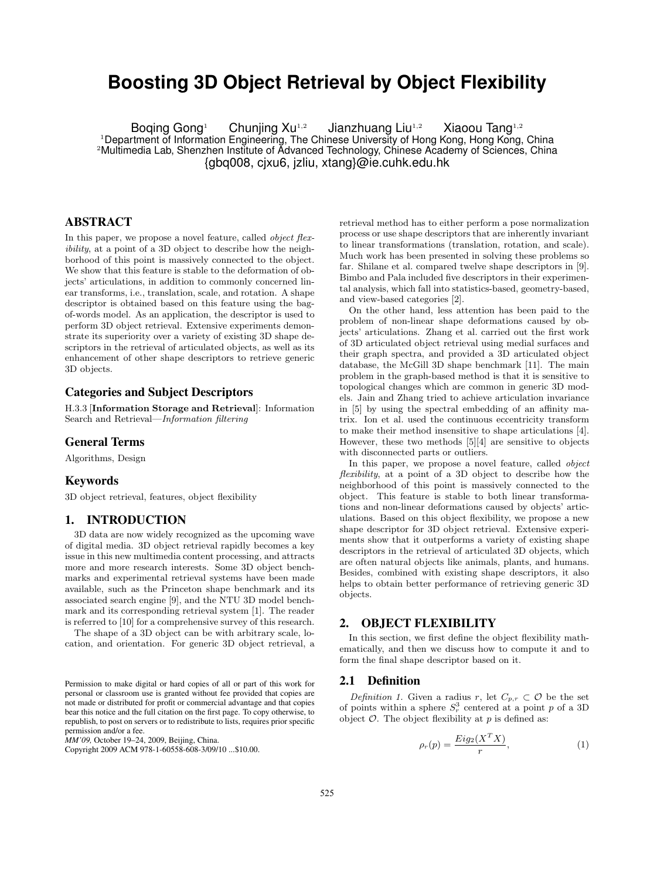# Boosting 3D Object Retrieval by Object Flexibility

Boqing Gong[1] Chunjing Xu[1,2] Jianzhuang Liu[1,2] Xiaoou Tang[1,2]

[1]Department of Information Engineering, The Chinese University of Hong Kong, Hong Kong, China
[2]Multimedia Lab, Shenzhen Institute of Advanced Technology, Chinese Academy of Sciences, China
{gbq008, cjxu6, jzliu, xtang}@ie.cuhk.edu.hk

## ABSTRACT

In this paper, we propose a novel feature, called *object flexibility*, at a point of a 3D object to describe how the neighborhood of this point is massively connected to the object. We show that this feature is stable to the deformation of objects' articulations, in addition to commonly concerned linear transforms, i.e., translation, scale, and rotation. A shape descriptor is obtained based on this feature using the bag-of-words model. As an application, the descriptor is used to perform 3D object retrieval. Extensive experiments demonstrate its superiority over a variety of existing 3D shape descriptors in the retrieval of articulated objects, as well as its enhancement of other shape descriptors to retrieve generic 3D objects.

### Categories and Subject Descriptors

H.3.3 [**Information Storage and Retrieval**]: Information Search and Retrieval—*Information filtering*

### General Terms

Algorithms, Design

### Keywords

3D object retrieval, features, object flexibility

## 1. INTRODUCTION

3D data are now widely recognized as the upcoming wave of digital media. 3D object retrieval rapidly becomes a key issue in this new multimedia content processing, and attracts more and more research interests. Some 3D object benchmarks and experimental retrieval systems have been made available, such as the Princeton shape benchmark and its associated search engine [9], and the NTU 3D model benchmark and its corresponding retrieval system [1]. The reader is referred to [10] for a comprehensive survey of this research.

The shape of a 3D object can be with arbitrary scale, location, and orientation. For generic 3D object retrieval, a retrieval method has to either perform a pose normalization process or use shape descriptors that are inherently invariant to linear transformations (translation, rotation, and scale). Much work has been presented in solving these problems so far. Shilane et al. compared twelve shape descriptors in [9]. Bimbo and Pala included five descriptors in their experimental analysis, which fall into statistics-based, geometry-based, and view-based categories [2].

On the other hand, less attention has been paid to the problem of non-linear shape deformations caused by objects' articulations. Zhang et al. carried out the first work of 3D articulated object retrieval using medial surfaces and their graph spectra, and provided a 3D articulated object database, the McGill 3D shape benchmark [11]. The main problem in the graph-based method is that it is sensitive to topological changes which are common in generic 3D models. Jain and Zhang tried to achieve articulation invariance in [5] by using the spectral embedding of an affinity matrix. Ion et al. used the continuous eccentricity transform to make their method insensitive to shape articulations [4]. However, these two methods [5][4] are sensitive to objects with disconnected parts or outliers.

In this paper, we propose a novel feature, called *object flexibility*, at a point of a 3D object to describe how the neighborhood of this point is massively connected to the object. This feature is stable to both linear transformations and non-linear deformations caused by objects' articulations. Based on this object flexibility, we propose a new shape descriptor for 3D object retrieval. Extensive experiments show that it outperforms a variety of existing shape descriptors in the retrieval of articulated 3D objects, which are often natural objects like animals, plants, and humans. Besides, combined with existing shape descriptors, it also helps to obtain better performance of retrieving generic 3D objects.

## 2. OBJECT FLEXIBILITY

In this section, we first define the object flexibility mathematically, and then we discuss how to compute it and to form the final shape descriptor based on it.

### 2.1 Definition

*Definition 1.* Given a radius $r$, let $C_{p,r} \subset \mathcal{O}$ be the set of points within a sphere $S_r^3$ centered at a point $p$ of a 3D object $\mathcal{O}$. The object flexibility at $p$ is defined as:

$$\rho_r(p) = \frac{Eig_2(X^T X)}{r}, \tag{1}$$

Permission to make digital or hard copies of all or part of this work for personal or classroom use is granted without fee provided that copies are not made or distributed for profit or commercial advantage and that copies bear this notice and the full citation on the first page. To copy otherwise, to republish, to post on servers or to redistribute to lists, requires prior specific permission and/or a fee.
*MM'09,* October 19–24, 2009, Beijing, China.
Copyright 2009 ACM 978-1-60558-608-3/09/10 ...$10.00.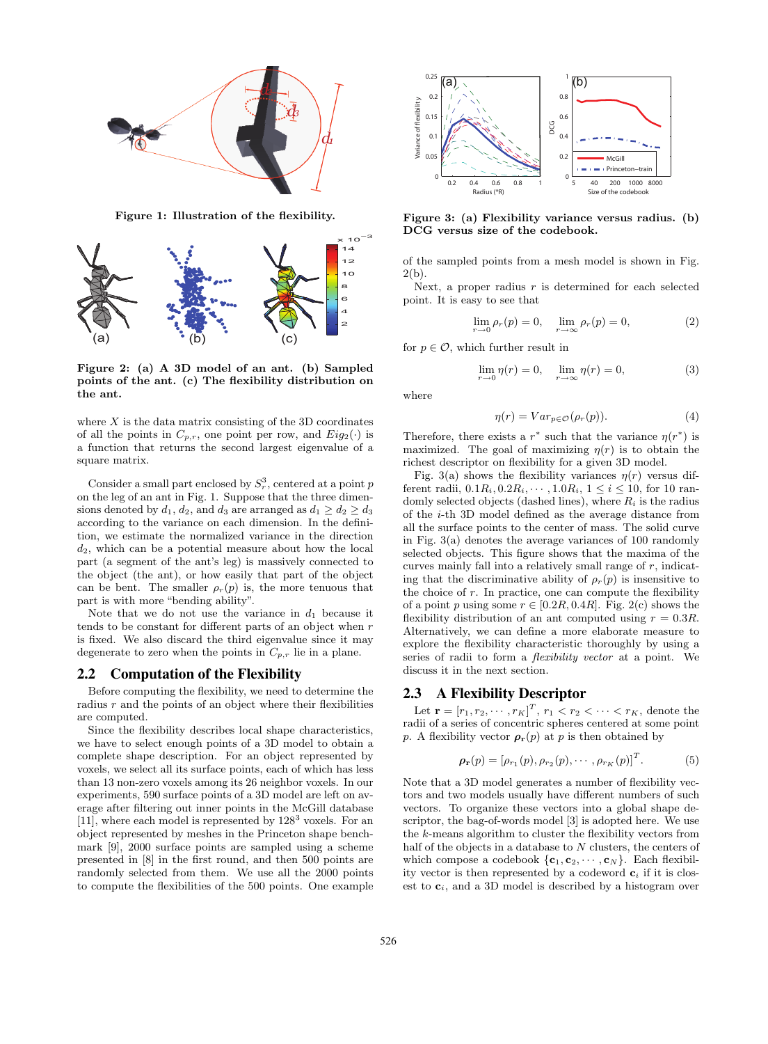Figure 1: Illustration of the flexibility.

Figure 2: (a) A 3D model of an ant. (b) Sampled points of the ant. (c) The flexibility distribution on the ant.

where $X$ is the data matrix consisting of the 3D coordinates of all the points in $C_{p,r}$, one point per row, and $Eig_2(\cdot)$ is a function that returns the second largest eigenvalue of a square matrix.

Consider a small part enclosed by $S_r^3$, centered at a point $p$ on the leg of an ant in Fig. 1. Suppose that the three dimensions denoted by $d_1$, $d_2$, and $d_3$ are arranged as $d_1 \geq d_2 \geq d_3$ according to the variance on each dimension. In the definition, we estimate the normalized variance in the direction $d_2$, which can be a potential measure about how the local part (a segment of the ant's leg) is massively connected to the object (the ant), or how easily that part of the object can be bent. The smaller $\rho_r(p)$ is, the more tenuous that part is with more "bending ability".

Note that we do not use the variance in $d_1$ because it tends to be constant for different parts of an object when $r$ is fixed. We also discard the third eigenvalue since it may degenerate to zero when the points in $C_{p,r}$ lie in a plane.

## 2.2 Computation of the Flexibility

Before computing the flexibility, we need to determine the radius $r$ and the points of an object where their flexibilities are computed.

Since the flexibility describes local shape characteristics, we have to select enough points of a 3D model to obtain a complete shape description. For an object represented by voxels, we select all its surface points, each of which has less than 13 non-zero voxels among its 26 neighbor voxels. In our experiments, 590 surface points of a 3D model are left on average after filtering out inner points in the McGill database [11], where each model is represented by $128^3$ voxels. For an object represented by meshes in the Princeton shape benchmark [9], 2000 surface points are sampled using a scheme presented in [8] in the first round, and then 500 points are randomly selected from them. We use all the 2000 points to compute the flexibilities of the 500 points. One example of the sampled points from a mesh model is shown in Fig. 2(b).

Next, a proper radius $r$ is determined for each selected point. It is easy to see that

$$\lim_{r \to 0} \rho_r(p) = 0, \quad \lim_{r \to \infty} \rho_r(p) = 0, \tag{2}$$

for $p \in \mathcal{O}$, which further result in

$$\lim_{r \to 0} \eta(r) = 0, \quad \lim_{r \to \infty} \eta(r) = 0, \tag{3}$$

where

$$\eta(r) = Var_{p \in \mathcal{O}}(\rho_r(p)). \tag{4}$$

Therefore, there exists a $r^*$ such that the variance $\eta(r^*)$ is maximized. The goal of maximizing $\eta(r)$ is to obtain the richest descriptor on flexibility for a given 3D model.

Fig. 3(a) shows the flexibility variances $\eta(r)$ versus different radii, $0.1R_i, 0.2R_i, \cdots, 1.0R_i$, $1 \leq i \leq 10$, for 10 randomly selected objects (dashed lines), where $R_i$ is the radius of the $i$-th 3D model defined as the average distance from all the surface points to the center of mass. The solid curve in Fig. 3(a) denotes the average variances of 100 randomly selected objects. This figure shows that the maxima of the curves mainly fall into a relatively small range of $r$, indicating that the discriminative ability of $\rho_r(p)$ is insensitive to the choice of $r$. In practice, one can compute the flexibility of a point $p$ using some $r \in [0.2R, 0.4R]$. Fig. 2(c) shows the flexibility distribution of an ant computed using $r = 0.3R$. Alternatively, we can define a more elaborate measure to explore the flexibility characteristic thoroughly by using a series of radii to form a *flexibility vector* at a point. We discuss it in the next section.

Figure 3: (a) Flexibility variance versus radius. (b) DCG versus size of the codebook.

## 2.3 A Flexibility Descriptor

Let $\mathbf{r} = [r_1, r_2, \cdots, r_K]^T$, $r_1 < r_2 < \cdots < r_K$, denote the radii of a series of concentric spheres centered at some point $p$. A flexibility vector $\boldsymbol{\rho}_{\mathbf{r}}(p)$ at $p$ is then obtained by

$$\boldsymbol{\rho}_{\mathbf{r}}(p) = [\rho_{r_1}(p), \rho_{r_2}(p), \cdots, \rho_{r_K}(p)]^T. \tag{5}$$

Note that a 3D model generates a number of flexibility vectors and two models usually have different numbers of such vectors. To organize these vectors into a global shape descriptor, the bag-of-words model [3] is adopted here. We use the $k$-means algorithm to cluster the flexibility vectors from half of the objects in a database to $N$ clusters, the centers of which compose a codebook $\{\mathbf{c}_1, \mathbf{c}_2, \cdots, \mathbf{c}_N\}$. Each flexibility vector is then represented by a codeword $\mathbf{c}_i$ if it is closest to $\mathbf{c}_i$, and a 3D model is described by a histogram over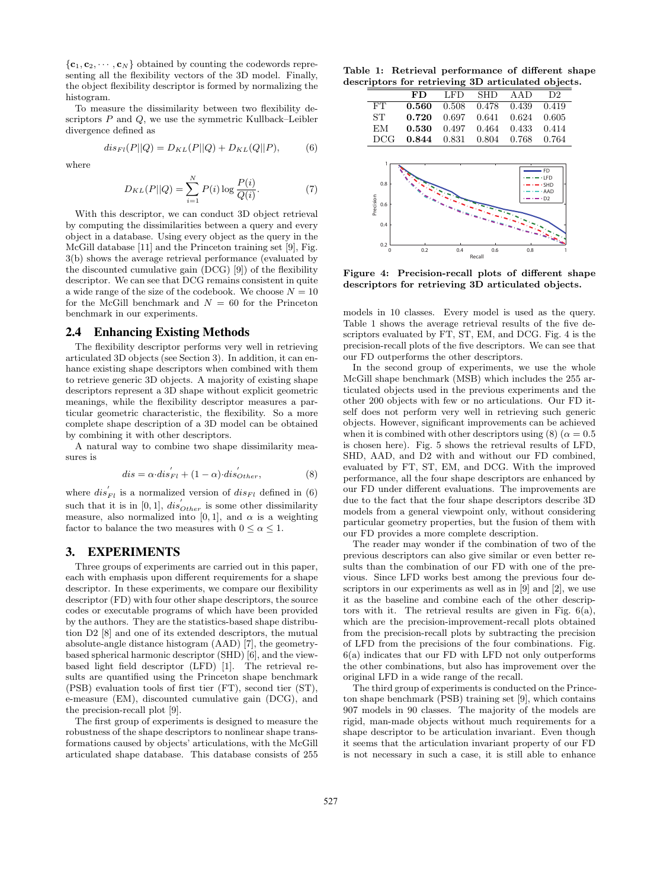$\{\mathbf{c}_1, \mathbf{c}_2, \cdots, \mathbf{c}_N\}$ obtained by counting the codewords representing all the flexibility vectors of the 3D model. Finally, the object flexibility descriptor is formed by normalizing the histogram.

To measure the dissimilarity between two flexibility descriptors $P$ and $Q$, we use the symmetric Kullback–Leibler divergence defined as

$$dis_{Fl}(P||Q) = D_{KL}(P||Q) + D_{KL}(Q||P), \tag{6}$$

where

$$D_{KL}(P||Q) = \sum_{i=1}^{N} P(i) \log \frac{P(i)}{Q(i)}. \tag{7}$$

With this descriptor, we can conduct 3D object retrieval by computing the dissimilarities between a query and every object in a database. Using every object as the query in the McGill database [11] and the Princeton training set [9], Fig. 3(b) shows the average retrieval performance (evaluated by the discounted cumulative gain (DCG) [9]) of the flexibility descriptor. We can see that DCG remains consistent in quite a wide range of the size of the codebook. We choose $N = 10$ for the McGill benchmark and $N = 60$ for the Princeton benchmark in our experiments.

## 2.4 Enhancing Existing Methods

The flexibility descriptor performs very well in retrieving articulated 3D objects (see Section 3). In addition, it can enhance existing shape descriptors when combined with them to retrieve generic 3D objects. A majority of existing shape descriptors represent a 3D shape without explicit geometric meanings, while the flexibility descriptor measures a particular geometric characteristic, the flexibility. So a more complete shape description of a 3D model can be obtained by combining it with other descriptors.

A natural way to combine two shape dissimilarity measures is

$$dis = \alpha \cdot dis^{'}_{Fl} + (1 - \alpha) \cdot dis^{'}_{Other}, \tag{8}$$

where $dis^{'}_{Fl}$ is a normalized version of $dis_{Fl}$ defined in (6) such that it is in $[0, 1]$, $dis^{'}_{Other}$ is some other dissimilarity measure, also normalized into $[0, 1]$, and $\alpha$ is a weighting factor to balance the two measures with $0 \leq \alpha \leq 1$.

# 3. EXPERIMENTS

Three groups of experiments are carried out in this paper, each with emphasis upon different requirements for a shape descriptor. In these experiments, we compare our flexibility descriptor (FD) with four other shape descriptors, the source codes or executable programs of which have been provided by the authors. They are the statistics-based shape distribution D2 [8] and one of its extended descriptors, the mutual absolute-angle distance histogram (AAD) [7], the geometry-based spherical harmonic descriptor (SHD) [6], and the view-based light field descriptor (LFD) [1]. The retrieval results are quantified using the Princeton shape benchmark (PSB) evaluation tools of first tier (FT), second tier (ST), e-measure (EM), discounted cumulative gain (DCG), and the precision-recall plot [9].

The first group of experiments is designed to measure the robustness of the shape descriptors to nonlinear shape transformations caused by objects' articulations, with the McGill articulated shape database. This database consists of 255 models in 10 classes. Every model is used as the query. Table 1 shows the average retrieval results of the five descriptors evaluated by FT, ST, EM, and DCG. Fig. 4 is the precision-recall plots of the five descriptors. We can see that our FD outperforms the other descriptors.

**Table 1: Retrieval performance of different shape descriptors for retrieving 3D articulated objects.**

| | **FD** | LFD | SHD | AAD | D2 |
|---|---|---|---|---|---|
| FT | **0.560** | 0.508 | 0.478 | 0.439 | 0.419 |
| ST | **0.720** | 0.697 | 0.641 | 0.624 | 0.605 |
| EM | **0.530** | 0.497 | 0.464 | 0.433 | 0.414 |
| DCG | **0.844** | 0.831 | 0.804 | 0.768 | 0.764 |

**Figure 4: Precision-recall plots of different shape descriptors for retrieving 3D articulated objects.**

In the second group of experiments, we use the whole McGill shape benchmark (MSB) which includes the 255 articulated objects used in the previous experiments and the other 200 objects with few or no articulations. Our FD itself does not perform very well in retrieving such generic objects. However, significant improvements can be achieved when it is combined with other descriptors using (8) ($\alpha = 0.5$ is chosen here). Fig. 5 shows the retrieval results of LFD, SHD, AAD, and D2 with and without our FD combined, evaluated by FT, ST, EM, and DCG. With the improved performance, all the four shape descriptors are enhanced by our FD under different evaluations. The improvements are due to the fact that the four shape descriptors describe 3D models from a general viewpoint only, without considering particular geometry properties, but the fusion of them with our FD provides a more complete description.

The reader may wonder if the combination of two of the previous descriptors can also give similar or even better results than the combination of our FD with one of the previous. Since LFD works best among the previous four descriptors in our experiments as well as in [9] and [2], we use it as the baseline and combine each of the other descriptors with it. The retrieval results are given in Fig. 6(a), which are the precision-improvement-recall plots obtained from the precision-recall plots by subtracting the precision of LFD from the precisions of the four combinations. Fig. 6(a) indicates that our FD with LFD not only outperforms the other combinations, but also has improvement over the original LFD in a wide range of the recall.

The third group of experiments is conducted on the Princeton shape benchmark (PSB) training set [9], which contains 907 models in 90 classes. The majority of the models are rigid, man-made objects without much requirements for a shape descriptor to be articulation invariant. Even though it seems that the articulation invariant property of our FD is not necessary in such a case, it is still able to enhance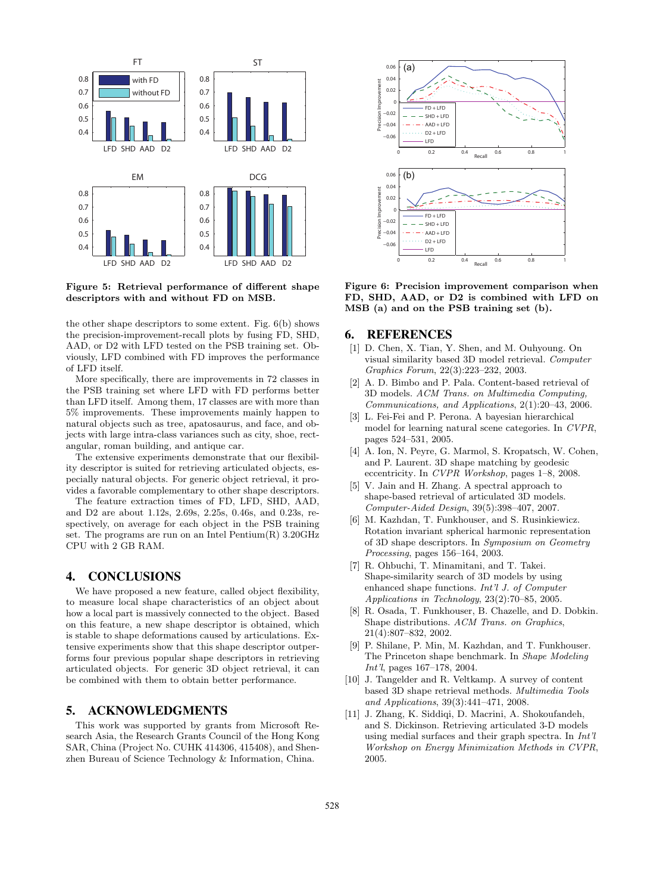FT

0.8 0.7 0.6 0.5 0.4

with FD
without FD

LFD SHD AAD D2

ST

0.8 0.7 0.6 0.5 0.4

LFD SHD AAD D2

EM

0.8 0.7 0.6 0.5 0.4

LFD SHD AAD D2

DCG

0.8 0.7 0.6 0.5 0.4

LFD SHD AAD D2

**Figure 5: Retrieval performance of different shape descriptors with and without FD on MSB.**

(a)

Precision Improvement

0.06 0.04 0.02 0 −0.02 −0.04 −0.06

FD + LFD
SHD + LFD
AAD + LFD
D2 + LFD
LFD

0 0.2 0.4 0.6 0.8 1

Recall

(b)

Precision Improvement

0.06 0.04 0.02 0 −0.02 −0.04 −0.06

FD + LFD
SHD + LFD
AAD + LFD
D2 + LFD
LFD

0 0.2 0.4 0.6 0.8 1

Recall

**Figure 6: Precision improvement comparison when FD, SHD, AAD, or D2 is combined with LFD on MSB (a) and on the PSB training set (b).**

the other shape descriptors to some extent. Fig. 6(b) shows the precision-improvement-recall plots by fusing FD, SHD, AAD, or D2 with LFD tested on the PSB training set. Obviously, LFD combined with FD improves the performance of LFD itself.

More specifically, there are improvements in 72 classes in the PSB training set where LFD with FD performs better than LFD itself. Among them, 17 classes are with more than 5% improvements. These improvements mainly happen to natural objects such as tree, apatosaurus, and face, and objects with large intra-class variances such as city, shoe, rectangular, roman building, and antique car.

The extensive experiments demonstrate that our flexibility descriptor is suited for retrieving articulated objects, especially natural objects. For generic object retrieval, it provides a favorable complementary to other shape descriptors.

The feature extraction times of FD, LFD, SHD, AAD, and D2 are about 1.12s, 2.69s, 2.25s, 0.46s, and 0.23s, respectively, on average for each object in the PSB training set. The programs are run on an Intel Pentium(R) 3.20GHz CPU with 2 GB RAM.

## 4. CONCLUSIONS

We have proposed a new feature, called object flexibility, to measure local shape characteristics of an object about how a local part is massively connected to the object. Based on this feature, a new shape descriptor is obtained, which is stable to shape deformations caused by articulations. Extensive experiments show that this shape descriptor outperforms four previous popular shape descriptors in retrieving articulated objects. For generic 3D object retrieval, it can be combined with them to obtain better performance.

## 5. ACKNOWLEDGMENTS

This work was supported by grants from Microsoft Research Asia, the Research Grants Council of the Hong Kong SAR, China (Project No. CUHK 414306, 415408), and Shenzhen Bureau of Science Technology & Information, China.

## 6. REFERENCES

[1] D. Chen, X. Tian, Y. Shen, and M. Ouhyoung. On visual similarity based 3D model retrieval. *Computer Graphics Forum*, 22(3):223–232, 2003.

[2] A. D. Bimbo and P. Pala. Content-based retrieval of 3D models. *ACM Trans. on Multimedia Computing, Communications, and Applications*, 2(1):20–43, 2006.

[3] L. Fei-Fei and P. Perona. A bayesian hierarchical model for learning natural scene categories. In *CVPR*, pages 524–531, 2005.

[4] A. Ion, N. Peyre, G. Marmol, S. Kropatsch, W. Cohen, and P. Laurent. 3D shape matching by geodesic eccentricity. In *CVPR Workshop*, pages 1–8, 2008.

[5] V. Jain and H. Zhang. A spectral approach to shape-based retrieval of articulated 3D models. *Computer-Aided Design*, 39(5):398–407, 2007.

[6] M. Kazhdan, T. Funkhouser, and S. Rusinkiewicz. Rotation invariant spherical harmonic representation of 3D shape descriptors. In *Symposium on Geometry Processing*, pages 156–164, 2003.

[7] R. Ohbuchi, T. Minamitani, and T. Takei. Shape-similarity search of 3D models by using enhanced shape functions. *Int'l J. of Computer Applications in Technology*, 23(2):70–85, 2005.

[8] R. Osada, T. Funkhouser, B. Chazelle, and D. Dobkin. Shape distributions. *ACM Trans. on Graphics*, 21(4):807–832, 2002.

[9] P. Shilane, P. Min, M. Kazhdan, and T. Funkhouser. The Princeton shape benchmark. In *Shape Modeling Int'l*, pages 167–178, 2004.

[10] J. Tangelder and R. Veltkamp. A survey of content based 3D shape retrieval methods. *Multimedia Tools and Applications*, 39(3):441–471, 2008.

[11] J. Zhang, K. Siddiqi, D. Macrini, A. Shokoufandeh, and S. Dickinson. Retrieving articulated 3-D models using medial surfaces and their graph spectra. In *Int'l Workshop on Energy Minimization Methods in CVPR*, 2005.